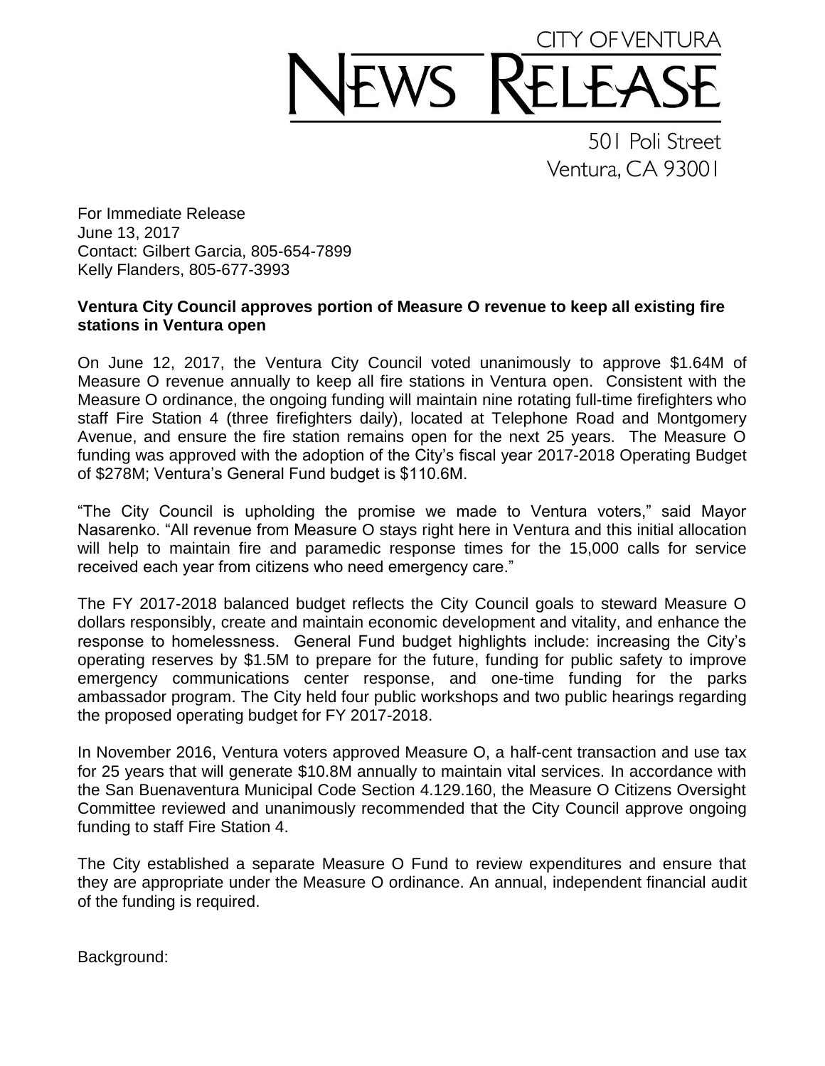# CITY OF VENTURA NEWS RELEASE

501 Poli Street
Ventura, CA 93001

For Immediate Release
June 13, 2017
Contact: Gilbert Garcia, 805-654-7899
Kelly Flanders, 805-677-3993

**Ventura City Council approves portion of Measure O revenue to keep all existing fire stations in Ventura open**

On June 12, 2017, the Ventura City Council voted unanimously to approve $1.64M of Measure O revenue annually to keep all fire stations in Ventura open. Consistent with the Measure O ordinance, the ongoing funding will maintain nine rotating full-time firefighters who staff Fire Station 4 (three firefighters daily), located at Telephone Road and Montgomery Avenue, and ensure the fire station remains open for the next 25 years. The Measure O funding was approved with the adoption of the City's fiscal year 2017-2018 Operating Budget of $278M; Ventura's General Fund budget is $110.6M.

"The City Council is upholding the promise we made to Ventura voters," said Mayor Nasarenko. "All revenue from Measure O stays right here in Ventura and this initial allocation will help to maintain fire and paramedic response times for the 15,000 calls for service received each year from citizens who need emergency care."

The FY 2017-2018 balanced budget reflects the City Council goals to steward Measure O dollars responsibly, create and maintain economic development and vitality, and enhance the response to homelessness. General Fund budget highlights include: increasing the City's operating reserves by $1.5M to prepare for the future, funding for public safety to improve emergency communications center response, and one-time funding for the parks ambassador program. The City held four public workshops and two public hearings regarding the proposed operating budget for FY 2017-2018.

In November 2016, Ventura voters approved Measure O, a half-cent transaction and use tax for 25 years that will generate $10.8M annually to maintain vital services. In accordance with the San Buenaventura Municipal Code Section 4.129.160, the Measure O Citizens Oversight Committee reviewed and unanimously recommended that the City Council approve ongoing funding to staff Fire Station 4.

The City established a separate Measure O Fund to review expenditures and ensure that they are appropriate under the Measure O ordinance. An annual, independent financial audit of the funding is required.

Background: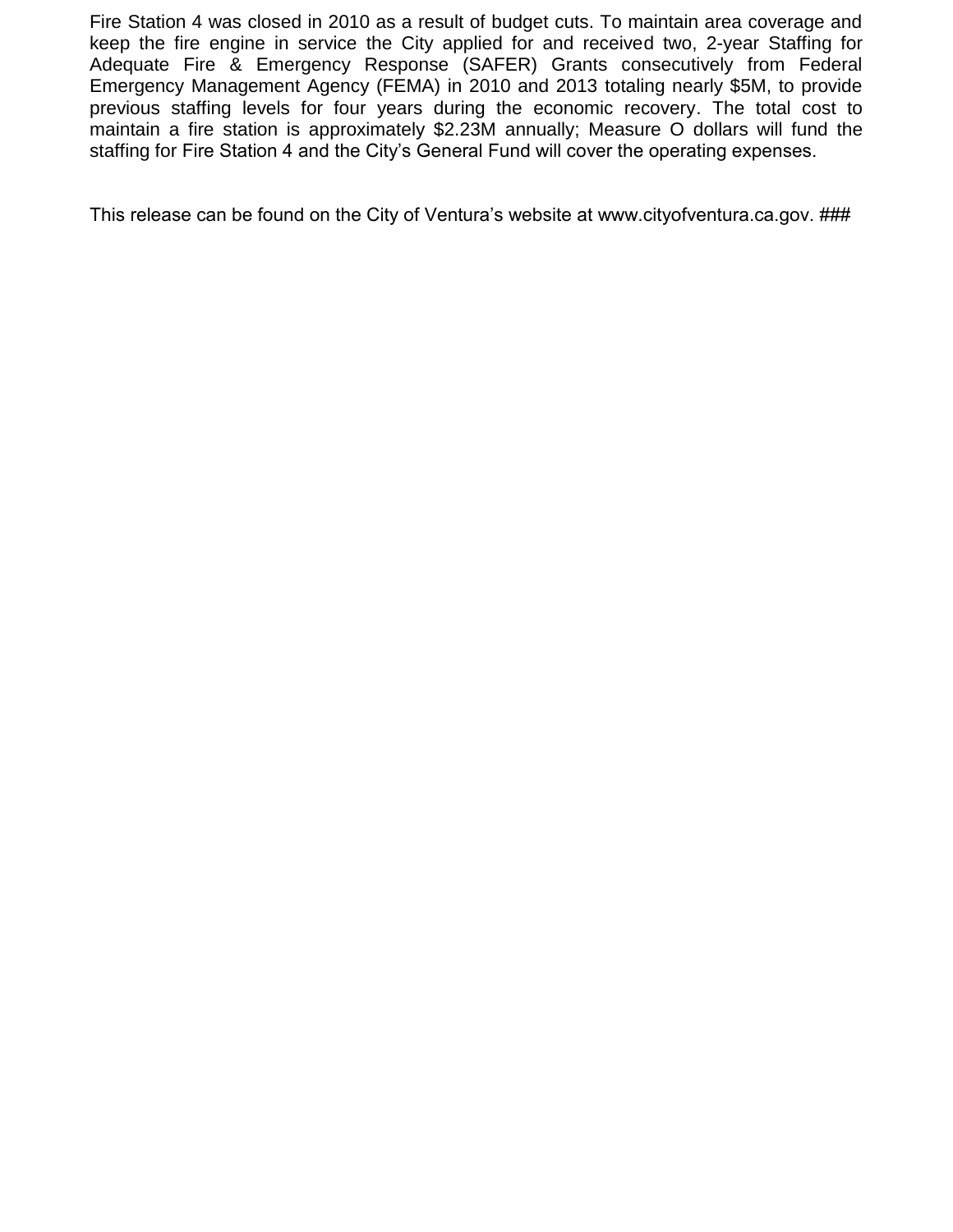Fire Station 4 was closed in 2010 as a result of budget cuts. To maintain area coverage and keep the fire engine in service the City applied for and received two, 2-year Staffing for Adequate Fire & Emergency Response (SAFER) Grants consecutively from Federal Emergency Management Agency (FEMA) in 2010 and 2013 totaling nearly $5M, to provide previous staffing levels for four years during the economic recovery. The total cost to maintain a fire station is approximately $2.23M annually; Measure O dollars will fund the staffing for Fire Station 4 and the City's General Fund will cover the operating expenses.

This release can be found on the City of Ventura's website at www.cityofventura.ca.gov. ###